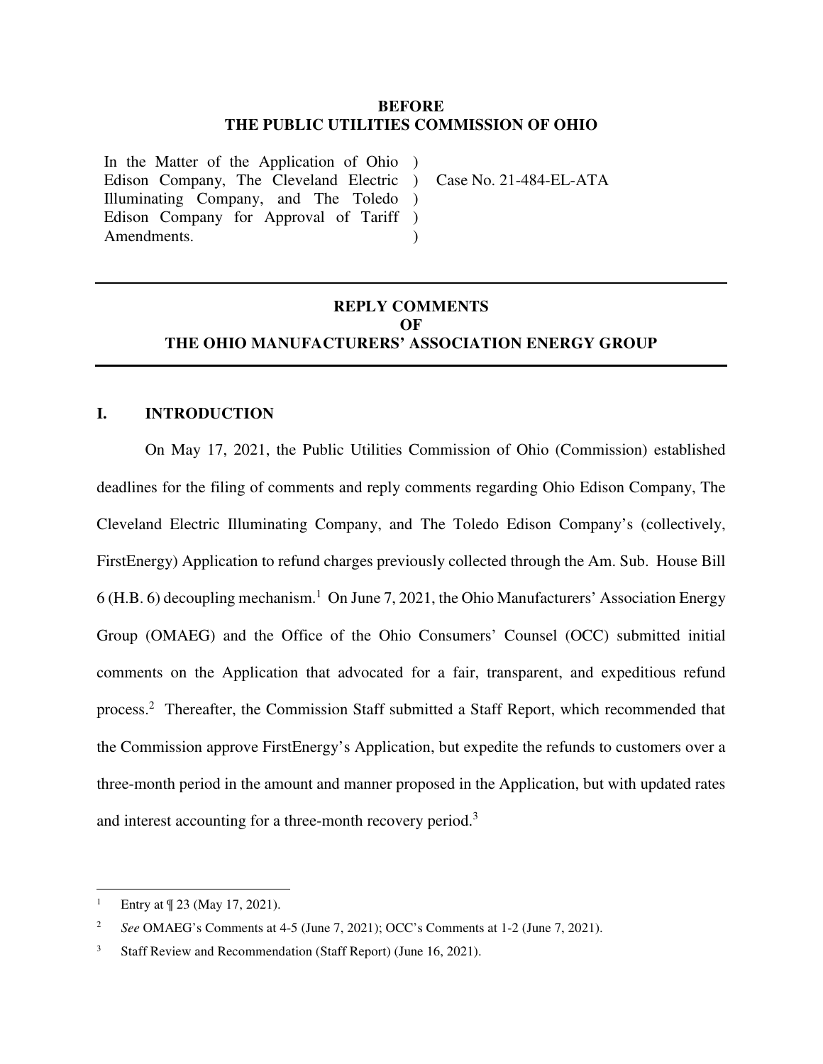**BEFORE**
**THE PUBLIC UTILITIES COMMISSION OF OHIO**

| | | |
|---|---|---|
| In the Matter of the Application of Ohio Edison Company, The Cleveland Electric Illuminating Company, and The Toledo Edison Company for Approval of Tariff Amendments. | ) ) ) ) ) | Case No. 21-484-EL-ATA |

---

**REPLY COMMENTS**
**OF**
**THE OHIO MANUFACTURERS' ASSOCIATION ENERGY GROUP**

---

## I. INTRODUCTION

On May 17, 2021, the Public Utilities Commission of Ohio (Commission) established deadlines for the filing of comments and reply comments regarding Ohio Edison Company, The Cleveland Electric Illuminating Company, and The Toledo Edison Company's (collectively, FirstEnergy) Application to refund charges previously collected through the Am. Sub. House Bill 6 (H.B. 6) decoupling mechanism.[1] On June 7, 2021, the Ohio Manufacturers' Association Energy Group (OMAEG) and the Office of the Ohio Consumers' Counsel (OCC) submitted initial comments on the Application that advocated for a fair, transparent, and expeditious refund process.[2] Thereafter, the Commission Staff submitted a Staff Report, which recommended that the Commission approve FirstEnergy's Application, but expedite the refunds to customers over a three-month period in the amount and manner proposed in the Application, but with updated rates and interest accounting for a three-month recovery period.[3]

---

[1] Entry at ¶ 23 (May 17, 2021).

[2] *See* OMAEG's Comments at 4-5 (June 7, 2021); OCC's Comments at 1-2 (June 7, 2021).

[3] Staff Review and Recommendation (Staff Report) (June 16, 2021).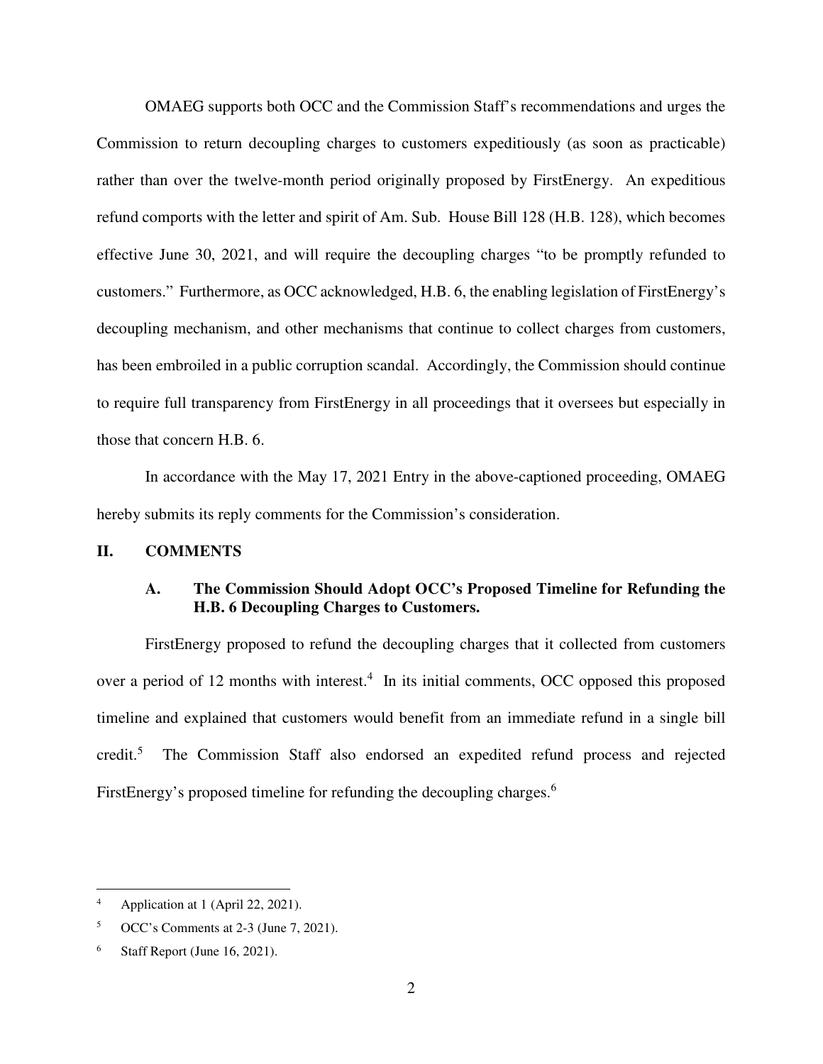OMAEG supports both OCC and the Commission Staff's recommendations and urges the Commission to return decoupling charges to customers expeditiously (as soon as practicable) rather than over the twelve-month period originally proposed by FirstEnergy. An expeditious refund comports with the letter and spirit of Am. Sub. House Bill 128 (H.B. 128), which becomes effective June 30, 2021, and will require the decoupling charges "to be promptly refunded to customers." Furthermore, as OCC acknowledged, H.B. 6, the enabling legislation of FirstEnergy's decoupling mechanism, and other mechanisms that continue to collect charges from customers, has been embroiled in a public corruption scandal. Accordingly, the Commission should continue to require full transparency from FirstEnergy in all proceedings that it oversees but especially in those that concern H.B. 6.

In accordance with the May 17, 2021 Entry in the above-captioned proceeding, OMAEG hereby submits its reply comments for the Commission's consideration.

## II. COMMENTS

### A. The Commission Should Adopt OCC's Proposed Timeline for Refunding the H.B. 6 Decoupling Charges to Customers.

FirstEnergy proposed to refund the decoupling charges that it collected from customers over a period of 12 months with interest.[4] In its initial comments, OCC opposed this proposed timeline and explained that customers would benefit from an immediate refund in a single bill credit.[5] The Commission Staff also endorsed an expedited refund process and rejected FirstEnergy's proposed timeline for refunding the decoupling charges.[6]

---

[4] Application at 1 (April 22, 2021).

[5] OCC's Comments at 2-3 (June 7, 2021).

[6] Staff Report (June 16, 2021).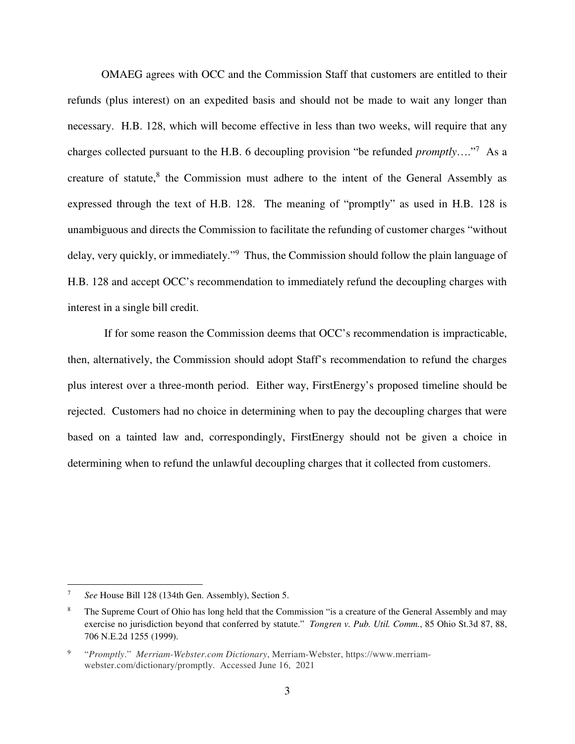OMAEG agrees with OCC and the Commission Staff that customers are entitled to their refunds (plus interest) on an expedited basis and should not be made to wait any longer than necessary. H.B. 128, which will become effective in less than two weeks, will require that any charges collected pursuant to the H.B. 6 decoupling provision "be refunded *promptly*…."[7] As a creature of statute,[8] the Commission must adhere to the intent of the General Assembly as expressed through the text of H.B. 128. The meaning of "promptly" as used in H.B. 128 is unambiguous and directs the Commission to facilitate the refunding of customer charges "without delay, very quickly, or immediately."[9] Thus, the Commission should follow the plain language of H.B. 128 and accept OCC's recommendation to immediately refund the decoupling charges with interest in a single bill credit.

If for some reason the Commission deems that OCC's recommendation is impracticable, then, alternatively, the Commission should adopt Staff's recommendation to refund the charges plus interest over a three-month period. Either way, FirstEnergy's proposed timeline should be rejected. Customers had no choice in determining when to pay the decoupling charges that were based on a tainted law and, correspondingly, FirstEnergy should not be given a choice in determining when to refund the unlawful decoupling charges that it collected from customers.

---

[7] *See* House Bill 128 (134th Gen. Assembly), Section 5.

[8] The Supreme Court of Ohio has long held that the Commission "is a creature of the General Assembly and may exercise no jurisdiction beyond that conferred by statute." *Tongren v. Pub. Util. Comm.*, 85 Ohio St.3d 87, 88, 706 N.E.2d 1255 (1999).

[9] "*Promptly*." *Merriam-Webster.com Dictionary*, Merriam-Webster, https://www.merriam-webster.com/dictionary/promptly. Accessed June 16, 2021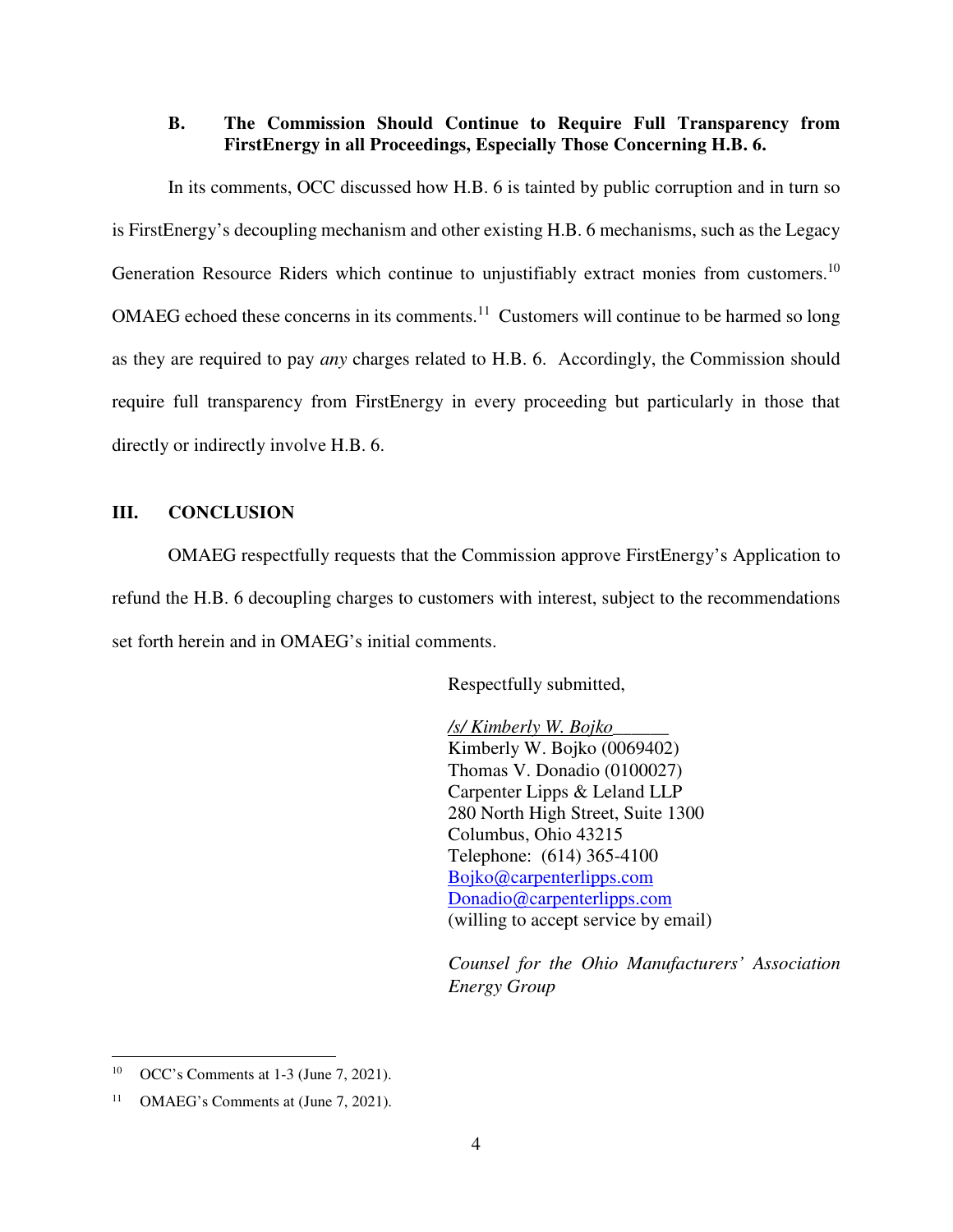### B. The Commission Should Continue to Require Full Transparency from FirstEnergy in all Proceedings, Especially Those Concerning H.B. 6.

In its comments, OCC discussed how H.B. 6 is tainted by public corruption and in turn so is FirstEnergy's decoupling mechanism and other existing H.B. 6 mechanisms, such as the Legacy Generation Resource Riders which continue to unjustifiably extract monies from customers.[10] OMAEG echoed these concerns in its comments.[11] Customers will continue to be harmed so long as they are required to pay *any* charges related to H.B. 6. Accordingly, the Commission should require full transparency from FirstEnergy in every proceeding but particularly in those that directly or indirectly involve H.B. 6.

## III. CONCLUSION

OMAEG respectfully requests that the Commission approve FirstEnergy's Application to refund the H.B. 6 decoupling charges to customers with interest, subject to the recommendations set forth herein and in OMAEG's initial comments.

Respectfully submitted,

*/s/ Kimberly W. Bojko*______
Kimberly W. Bojko (0069402)
Thomas V. Donadio (0100027)
Carpenter Lipps & Leland LLP
280 North High Street, Suite 1300
Columbus, Ohio 43215
Telephone: (614) 365-4100
Bojko@carpenterlipps.com
Donadio@carpenterlipps.com
(willing to accept service by email)

*Counsel for the Ohio Manufacturers' Association Energy Group*

---

[10] OCC's Comments at 1-3 (June 7, 2021).

[11] OMAEG's Comments at (June 7, 2021).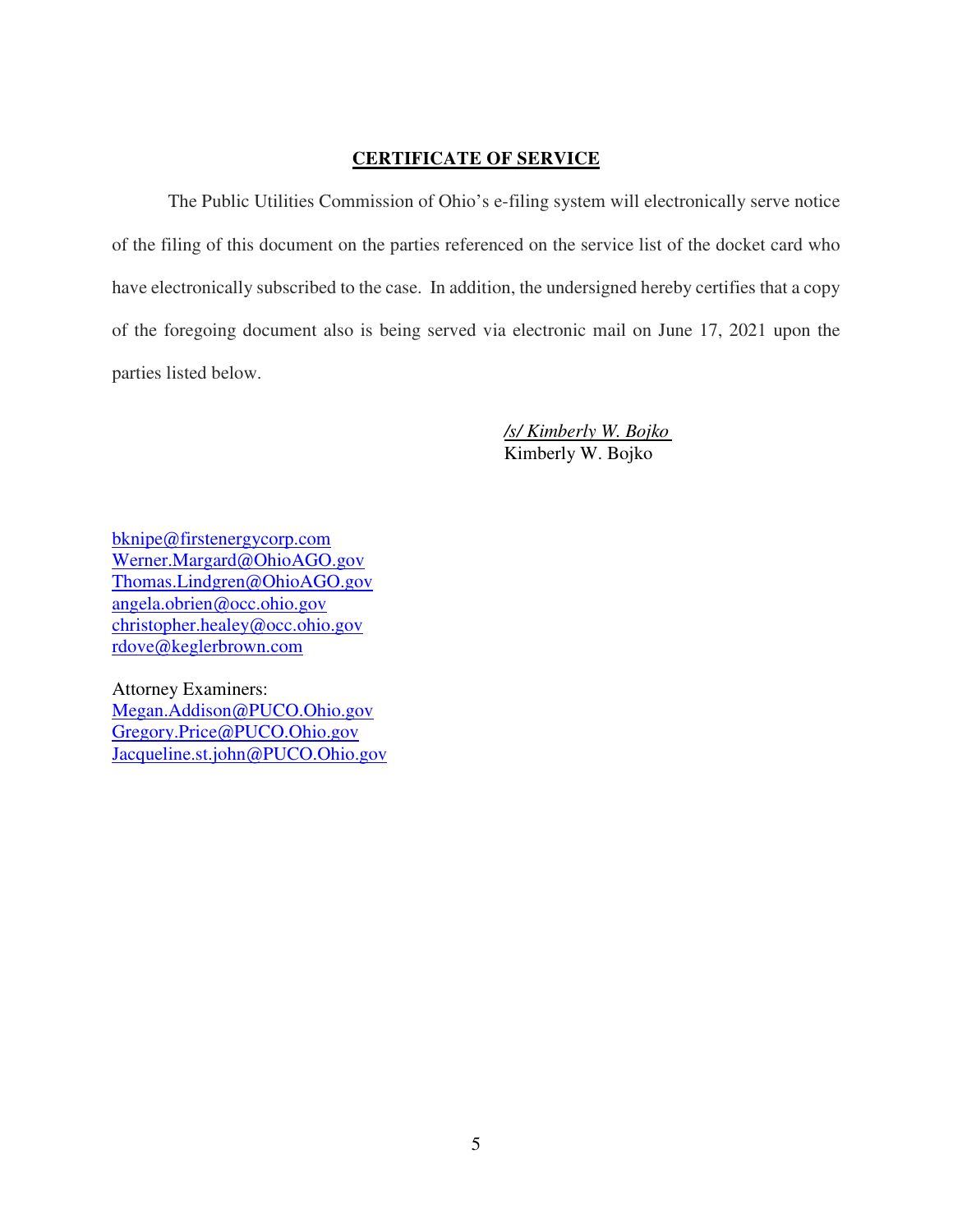## CERTIFICATE OF SERVICE

The Public Utilities Commission of Ohio's e-filing system will electronically serve notice of the filing of this document on the parties referenced on the service list of the docket card who have electronically subscribed to the case. In addition, the undersigned hereby certifies that a copy of the foregoing document also is being served via electronic mail on June 17, 2021 upon the parties listed below.

*/s/ Kimberly W. Bojko*
Kimberly W. Bojko

bknipe@firstenergycorp.com
Werner.Margard@OhioAGO.gov
Thomas.Lindgren@OhioAGO.gov
angela.obrien@occ.ohio.gov
christopher.healey@occ.ohio.gov
rdove@keglerbrown.com

Attorney Examiners:
Megan.Addison@PUCO.Ohio.gov
Gregory.Price@PUCO.Ohio.gov
Jacqueline.st.john@PUCO.Ohio.gov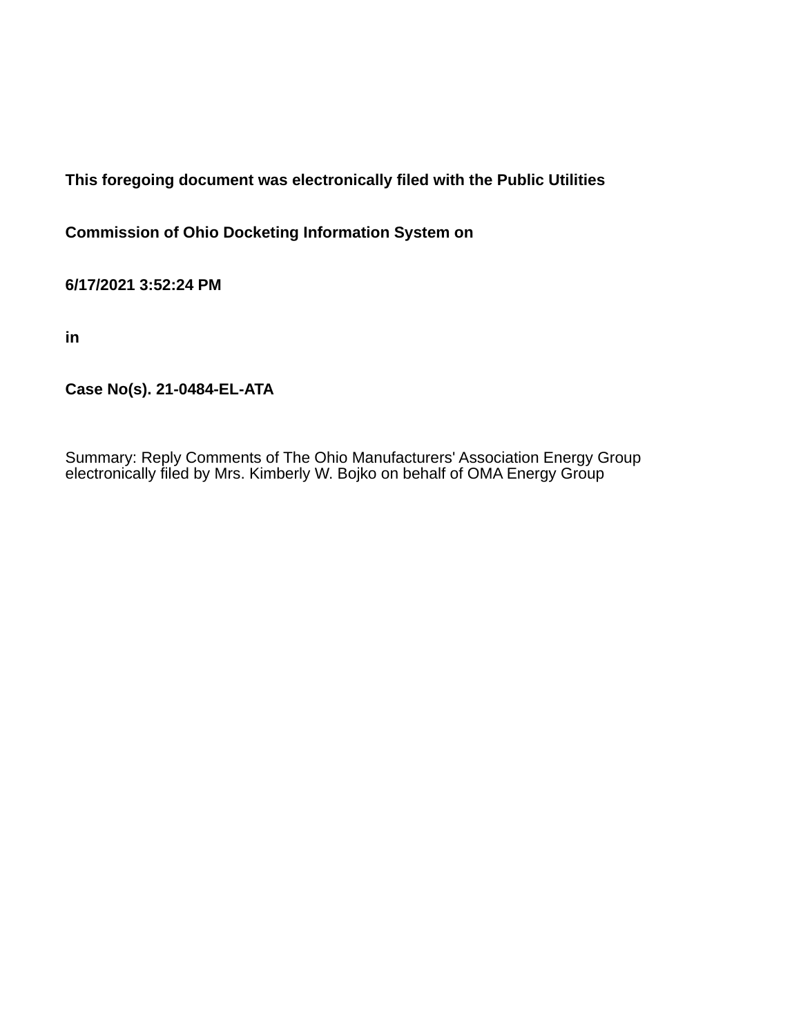**This foregoing document was electronically filed with the Public Utilities**

**Commission of Ohio Docketing Information System on**

**6/17/2021 3:52:24 PM**

**in**

**Case No(s). 21-0484-EL-ATA**

Summary: Reply Comments of The Ohio Manufacturers' Association Energy Group electronically filed by Mrs. Kimberly W. Bojko on behalf of OMA Energy Group